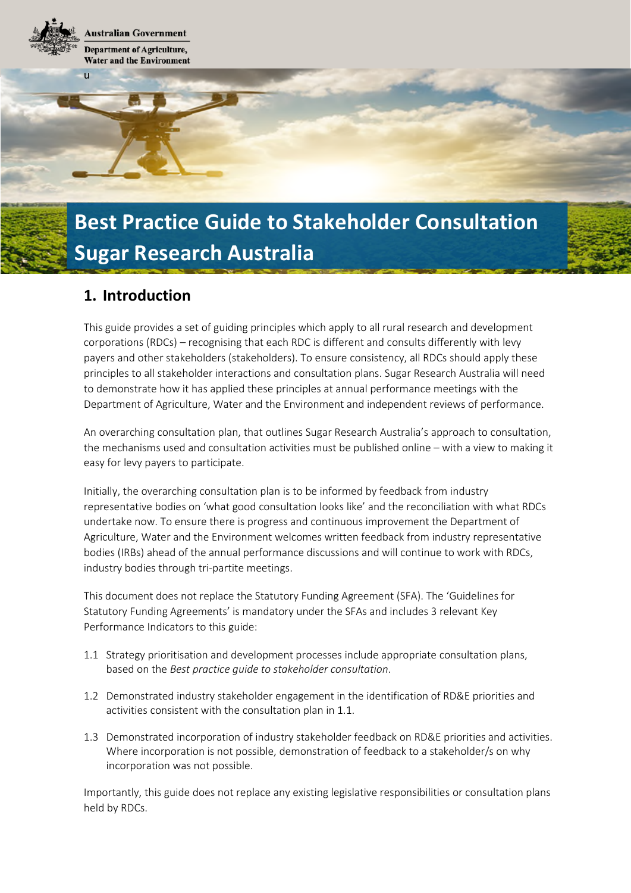Australian Government

Department of Agriculture, Water and the Environment

# Best Practice Guide to Stakeholder Consultation Sugar Research Australia

## 1. Introduction

This guide provides a set of guiding principles which apply to all rural research and development corporations (RDCs) – recognising that each RDC is different and consults differently with levy payers and other stakeholders (stakeholders). To ensure consistency, all RDCs should apply these principles to all stakeholder interactions and consultation plans. Sugar Research Australia will need to demonstrate how it has applied these principles at annual performance meetings with the Department of Agriculture, Water and the Environment and independent reviews of performance.

An overarching consultation plan, that outlines Sugar Research Australia's approach to consultation, the mechanisms used and consultation activities must be published online – with a view to making it easy for levy payers to participate.

Initially, the overarching consultation plan is to be informed by feedback from industry representative bodies on 'what good consultation looks like' and the reconciliation with what RDCs undertake now. To ensure there is progress and continuous improvement the Department of Agriculture, Water and the Environment welcomes written feedback from industry representative bodies (IRBs) ahead of the annual performance discussions and will continue to work with RDCs, industry bodies through tri-partite meetings.

This document does not replace the Statutory Funding Agreement (SFA). The 'Guidelines for Statutory Funding Agreements' is mandatory under the SFAs and includes 3 relevant Key Performance Indicators to this guide:

1.1 Strategy prioritisation and development processes include appropriate consultation plans, based on the *Best practice guide to stakeholder consultation*.

1.2 Demonstrated industry stakeholder engagement in the identification of RD&E priorities and activities consistent with the consultation plan in 1.1.

1.3 Demonstrated incorporation of industry stakeholder feedback on RD&E priorities and activities. Where incorporation is not possible, demonstration of feedback to a stakeholder/s on why incorporation was not possible.

Importantly, this guide does not replace any existing legislative responsibilities or consultation plans held by RDCs.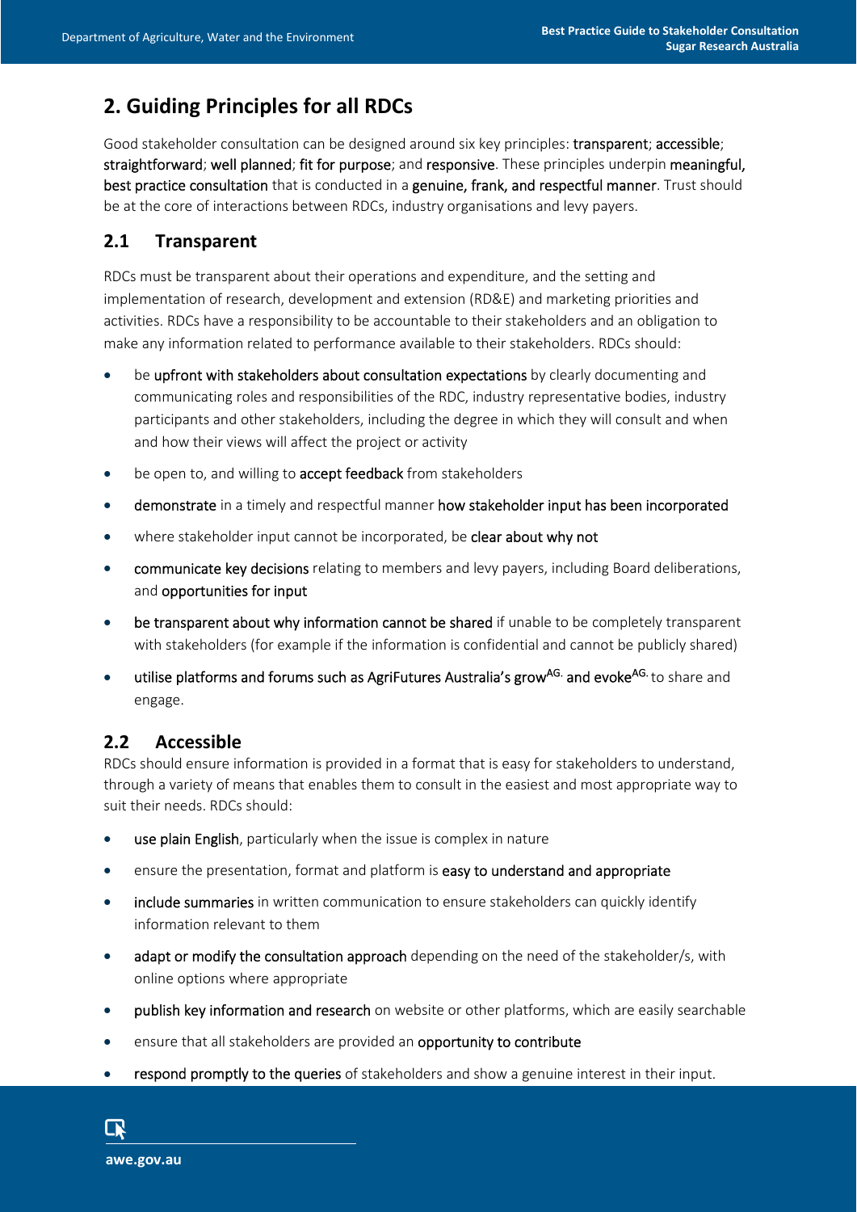## 2. Guiding Principles for all RDCs

Good stakeholder consultation can be designed around six key principles: **transparent**; **accessible**; **straightforward**; **well planned**; **fit for purpose**; and **responsive**. These principles underpin **meaningful, best practice consultation** that is conducted in a **genuine, frank, and respectful manner**. Trust should be at the core of interactions between RDCs, industry organisations and levy payers.

### 2.1 Transparent

RDCs must be transparent about their operations and expenditure, and the setting and implementation of research, development and extension (RD&E) and marketing priorities and activities. RDCs have a responsibility to be accountable to their stakeholders and an obligation to make any information related to performance available to their stakeholders. RDCs should:

- be **upfront with stakeholders about consultation expectations** by clearly documenting and communicating roles and responsibilities of the RDC, industry representative bodies, industry participants and other stakeholders, including the degree in which they will consult and when and how their views will affect the project or activity
- be open to, and willing to **accept feedback** from stakeholders
- **demonstrate** in a timely and respectful manner **how stakeholder input has been incorporated**
- where stakeholder input cannot be incorporated, be **clear about why not**
- **communicate key decisions** relating to members and levy payers, including Board deliberations, and **opportunities for input**
- **be transparent about why information cannot be shared** if unable to be completely transparent with stakeholders (for example if the information is confidential and cannot be publicly shared)
- **utilise platforms and forums such as AgriFutures Australia's grow[AG.] and evoke[AG.]** to share and engage.

### 2.2 Accessible

RDCs should ensure information is provided in a format that is easy for stakeholders to understand, through a variety of means that enables them to consult in the easiest and most appropriate way to suit their needs. RDCs should:

- **use plain English**, particularly when the issue is complex in nature
- ensure the presentation, format and platform is **easy to understand and appropriate**
- **include summaries** in written communication to ensure stakeholders can quickly identify information relevant to them
- **adapt or modify the consultation approach** depending on the need of the stakeholder/s, with online options where appropriate
- **publish key information and research** on website or other platforms, which are easily searchable
- ensure that all stakeholders are provided an **opportunity to contribute**
- **respond promptly to the queries** of stakeholders and show a genuine interest in their input.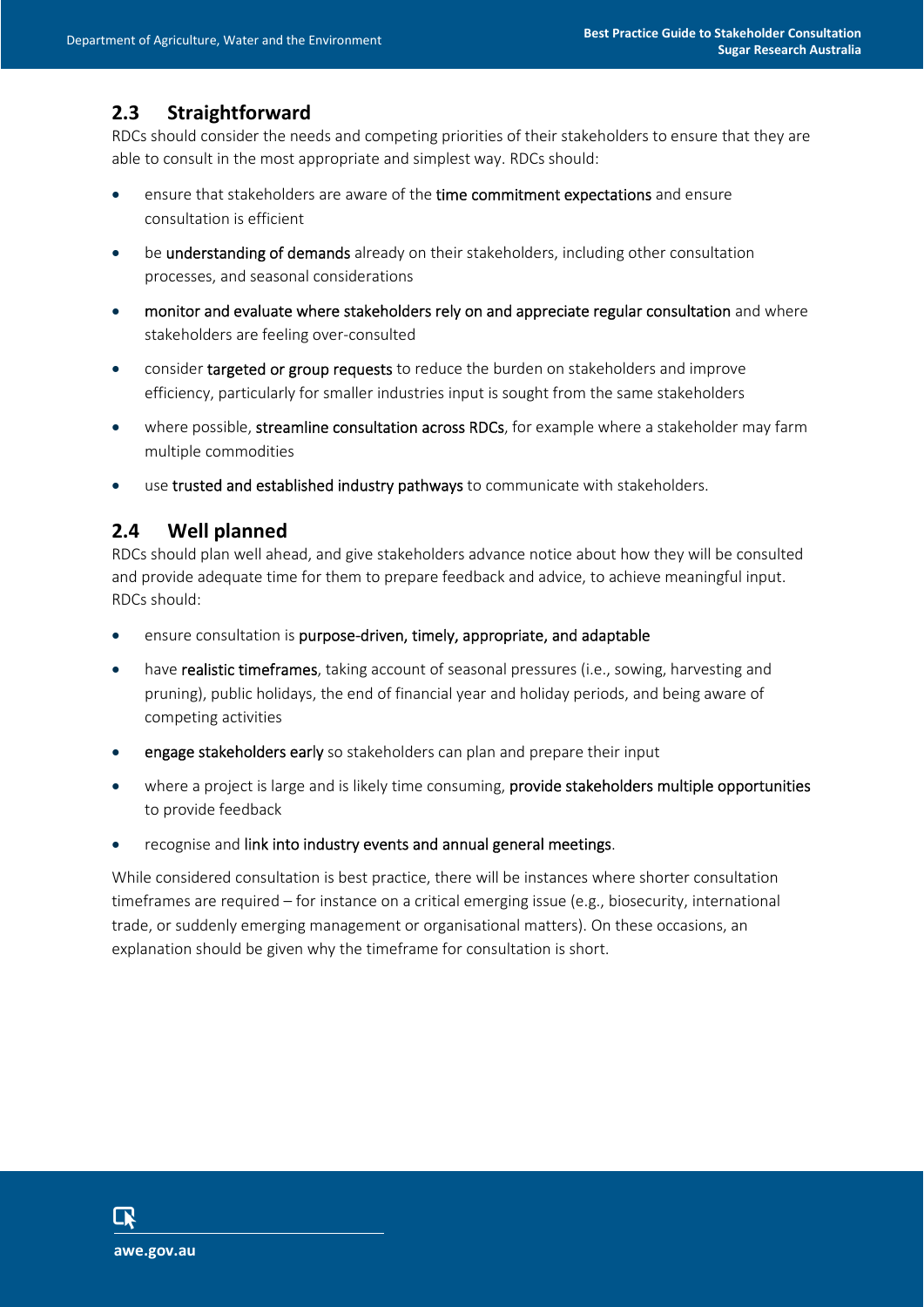## 2.3 Straightforward

RDCs should consider the needs and competing priorities of their stakeholders to ensure that they are able to consult in the most appropriate and simplest way. RDCs should:

- ensure that stakeholders are aware of the time commitment expectations and ensure consultation is efficient
- be understanding of demands already on their stakeholders, including other consultation processes, and seasonal considerations
- monitor and evaluate where stakeholders rely on and appreciate regular consultation and where stakeholders are feeling over-consulted
- consider targeted or group requests to reduce the burden on stakeholders and improve efficiency, particularly for smaller industries input is sought from the same stakeholders
- where possible, streamline consultation across RDCs, for example where a stakeholder may farm multiple commodities
- use trusted and established industry pathways to communicate with stakeholders.

## 2.4 Well planned

RDCs should plan well ahead, and give stakeholders advance notice about how they will be consulted and provide adequate time for them to prepare feedback and advice, to achieve meaningful input. RDCs should:

- ensure consultation is purpose-driven, timely, appropriate, and adaptable
- have realistic timeframes, taking account of seasonal pressures (i.e., sowing, harvesting and pruning), public holidays, the end of financial year and holiday periods, and being aware of competing activities
- engage stakeholders early so stakeholders can plan and prepare their input
- where a project is large and is likely time consuming, provide stakeholders multiple opportunities to provide feedback
- recognise and link into industry events and annual general meetings.

While considered consultation is best practice, there will be instances where shorter consultation timeframes are required – for instance on a critical emerging issue (e.g., biosecurity, international trade, or suddenly emerging management or organisational matters). On these occasions, an explanation should be given why the timeframe for consultation is short.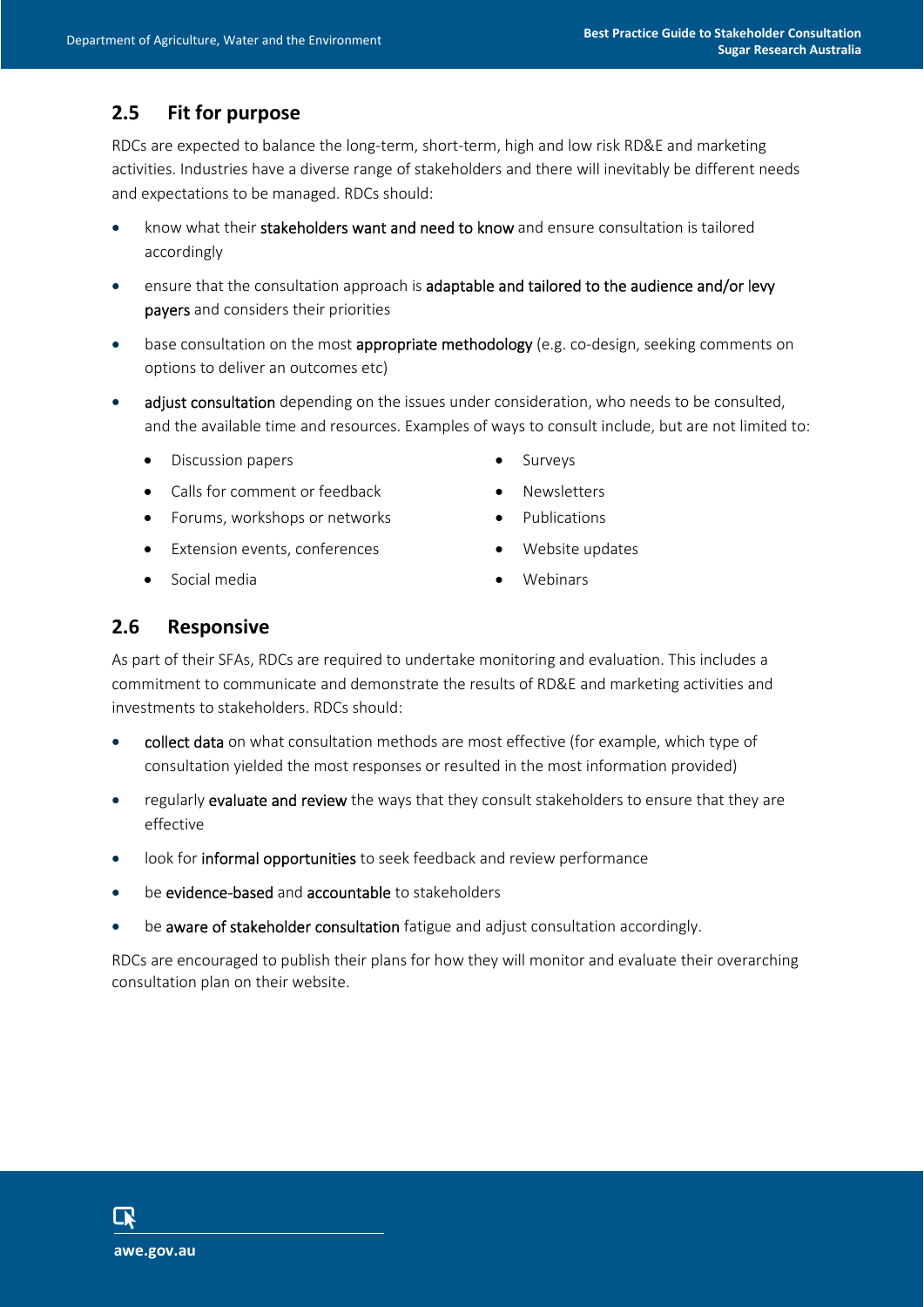## 2.5 Fit for purpose

RDCs are expected to balance the long-term, short-term, high and low risk RD&E and marketing activities. Industries have a diverse range of stakeholders and there will inevitably be different needs and expectations to be managed. RDCs should:

- know what their stakeholders want and need to know and ensure consultation is tailored accordingly
- ensure that the consultation approach is adaptable and tailored to the audience and/or levy payers and considers their priorities
- base consultation on the most appropriate methodology (e.g. co-design, seeking comments on options to deliver an outcomes etc)
- adjust consultation depending on the issues under consideration, who needs to be consulted, and the available time and resources. Examples of ways to consult include, but are not limited to:
  - Discussion papers
  - Calls for comment or feedback
  - Forums, workshops or networks
  - Extension events, conferences
  - Social media
  - Surveys
  - Newsletters
  - Publications
  - Website updates
  - Webinars

## 2.6 Responsive

As part of their SFAs, RDCs are required to undertake monitoring and evaluation. This includes a commitment to communicate and demonstrate the results of RD&E and marketing activities and investments to stakeholders. RDCs should:

- collect data on what consultation methods are most effective (for example, which type of consultation yielded the most responses or resulted in the most information provided)
- regularly evaluate and review the ways that they consult stakeholders to ensure that they are effective
- look for informal opportunities to seek feedback and review performance
- be evidence-based and accountable to stakeholders
- be aware of stakeholder consultation fatigue and adjust consultation accordingly.

RDCs are encouraged to publish their plans for how they will monitor and evaluate their overarching consultation plan on their website.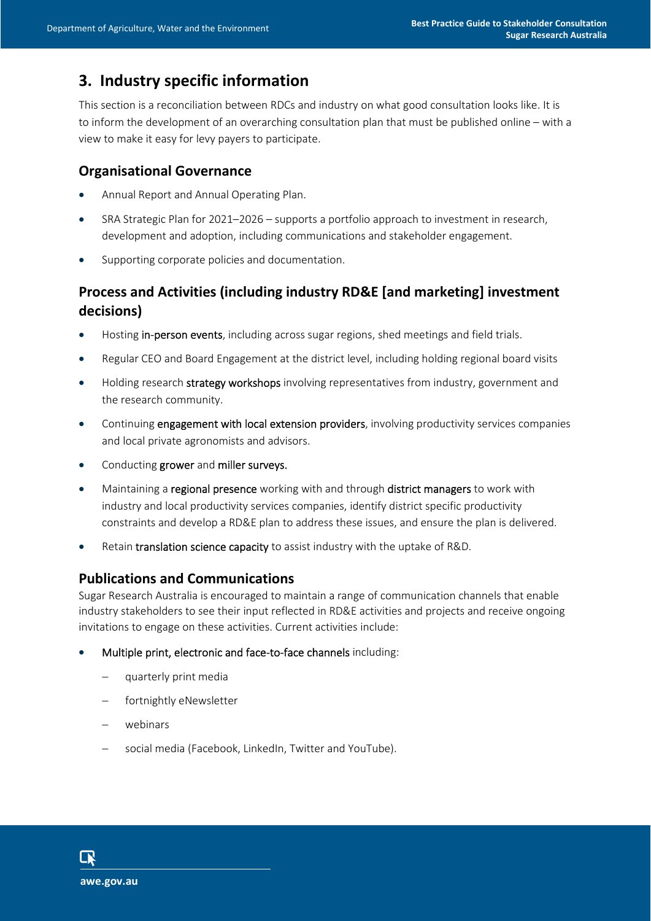## 3. Industry specific information

This section is a reconciliation between RDCs and industry on what good consultation looks like. It is to inform the development of an overarching consultation plan that must be published online – with a view to make it easy for levy payers to participate.

### Organisational Governance

- Annual Report and Annual Operating Plan.
- SRA Strategic Plan for 2021–2026 – supports a portfolio approach to investment in research, development and adoption, including communications and stakeholder engagement.
- Supporting corporate policies and documentation.

### Process and Activities (including industry RD&E [and marketing] investment decisions)

- Hosting in-person events, including across sugar regions, shed meetings and field trials.
- Regular CEO and Board Engagement at the district level, including holding regional board visits
- Holding research strategy workshops involving representatives from industry, government and the research community.
- Continuing engagement with local extension providers, involving productivity services companies and local private agronomists and advisors.
- Conducting grower and miller surveys.
- Maintaining a regional presence working with and through district managers to work with industry and local productivity services companies, identify district specific productivity constraints and develop a RD&E plan to address these issues, and ensure the plan is delivered.
- Retain translation science capacity to assist industry with the uptake of R&D.

### Publications and Communications

Sugar Research Australia is encouraged to maintain a range of communication channels that enable industry stakeholders to see their input reflected in RD&E activities and projects and receive ongoing invitations to engage on these activities. Current activities include:

- Multiple print, electronic and face-to-face channels including:
  - quarterly print media
  - fortnightly eNewsletter
  - webinars
  - social media (Facebook, LinkedIn, Twitter and YouTube).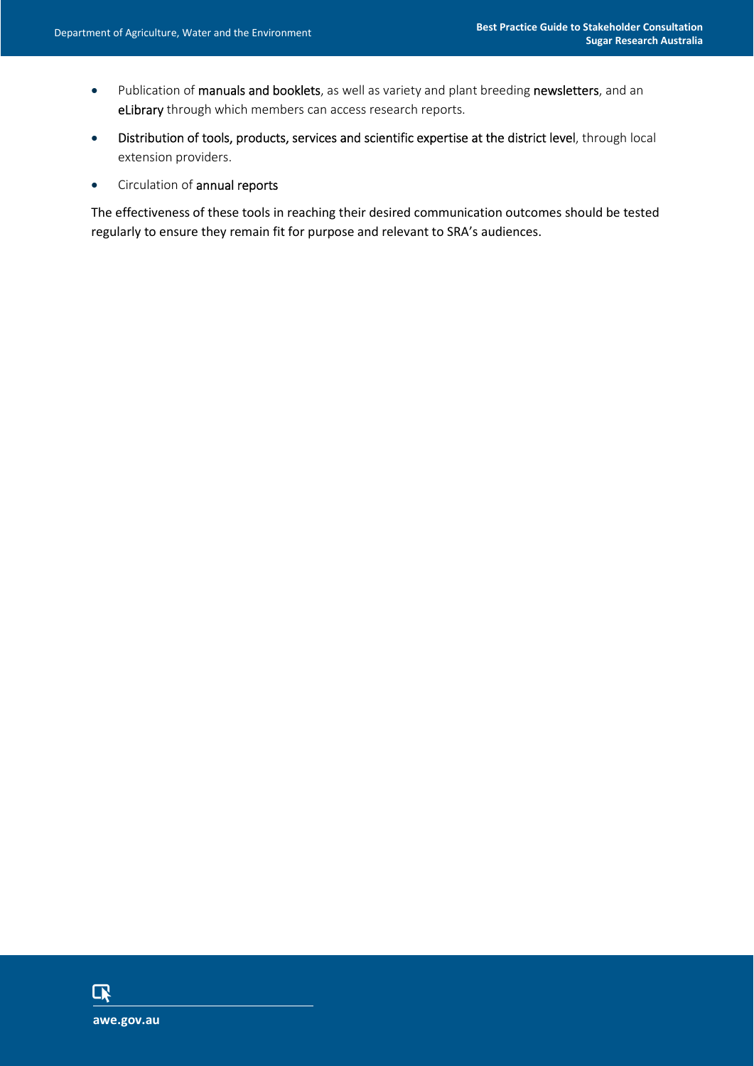- Publication of manuals and booklets, as well as variety and plant breeding newsletters, and an eLibrary through which members can access research reports.
- Distribution of tools, products, services and scientific expertise at the district level, through local extension providers.
- Circulation of annual reports

The effectiveness of these tools in reaching their desired communication outcomes should be tested regularly to ensure they remain fit for purpose and relevant to SRA's audiences.